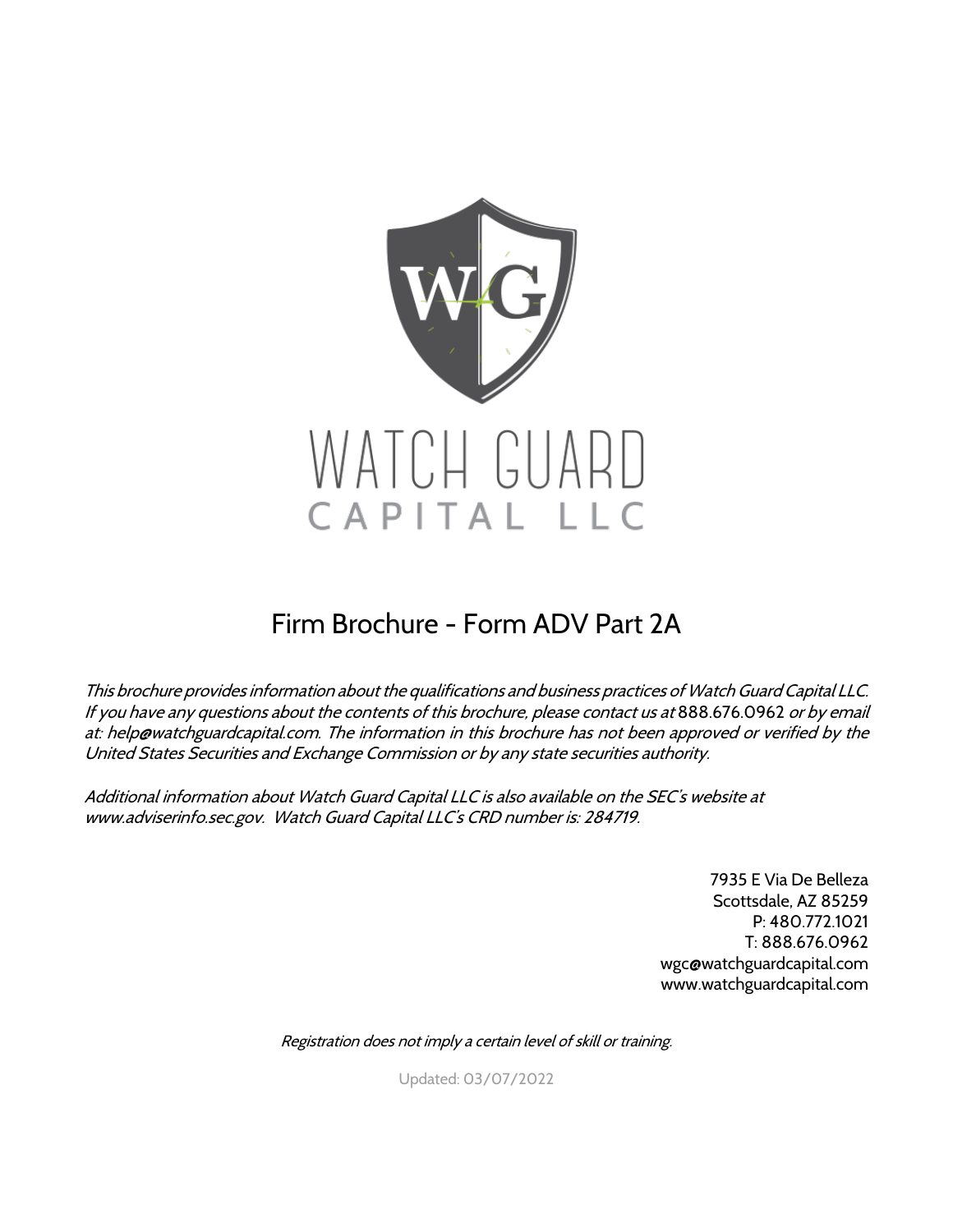# WATCH GUARD CAPITAL LLC

## Firm Brochure - Form ADV Part 2A

*This brochure provides information about the qualifications and business practices of Watch Guard Capital LLC. If you have any questions about the contents of this brochure, please contact us at* 888.676.0962 *or by email at: help@watchguardcapital.com. The information in this brochure has not been approved or verified by the United States Securities and Exchange Commission or by any state securities authority.*

*Additional information about Watch Guard Capital LLC is also available on the SEC's website at www.adviserinfo.sec.gov. Watch Guard Capital LLC's CRD number is: 284719.*

7935 E Via De Belleza
Scottsdale, AZ 85259
P: 480.772.1021
T: 888.676.0962
wgc@watchguardcapital.com
www.watchguardcapital.com

*Registration does not imply a certain level of skill or training.*

Updated: 03/07/2022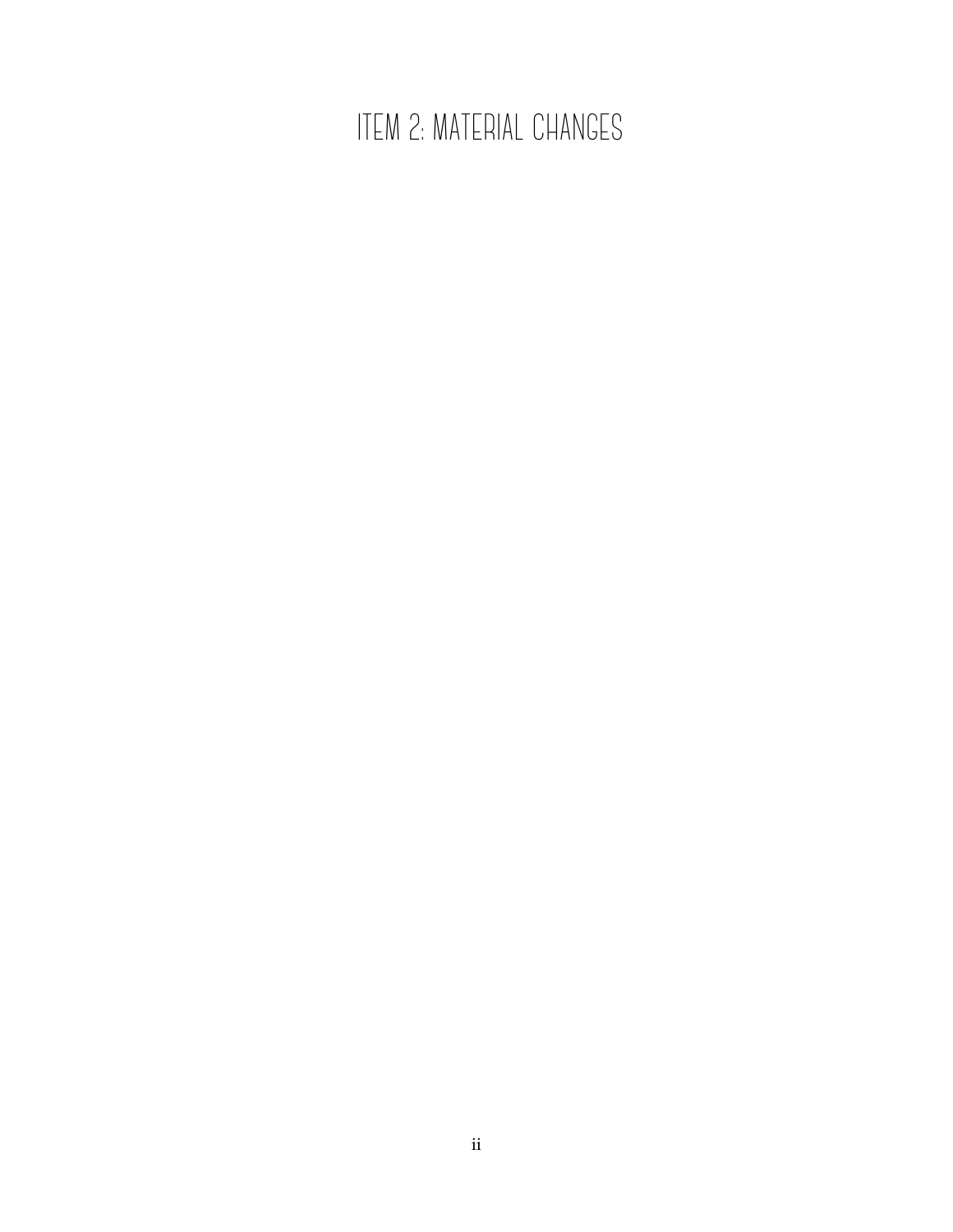# ITEM 2: MATERIAL CHANGES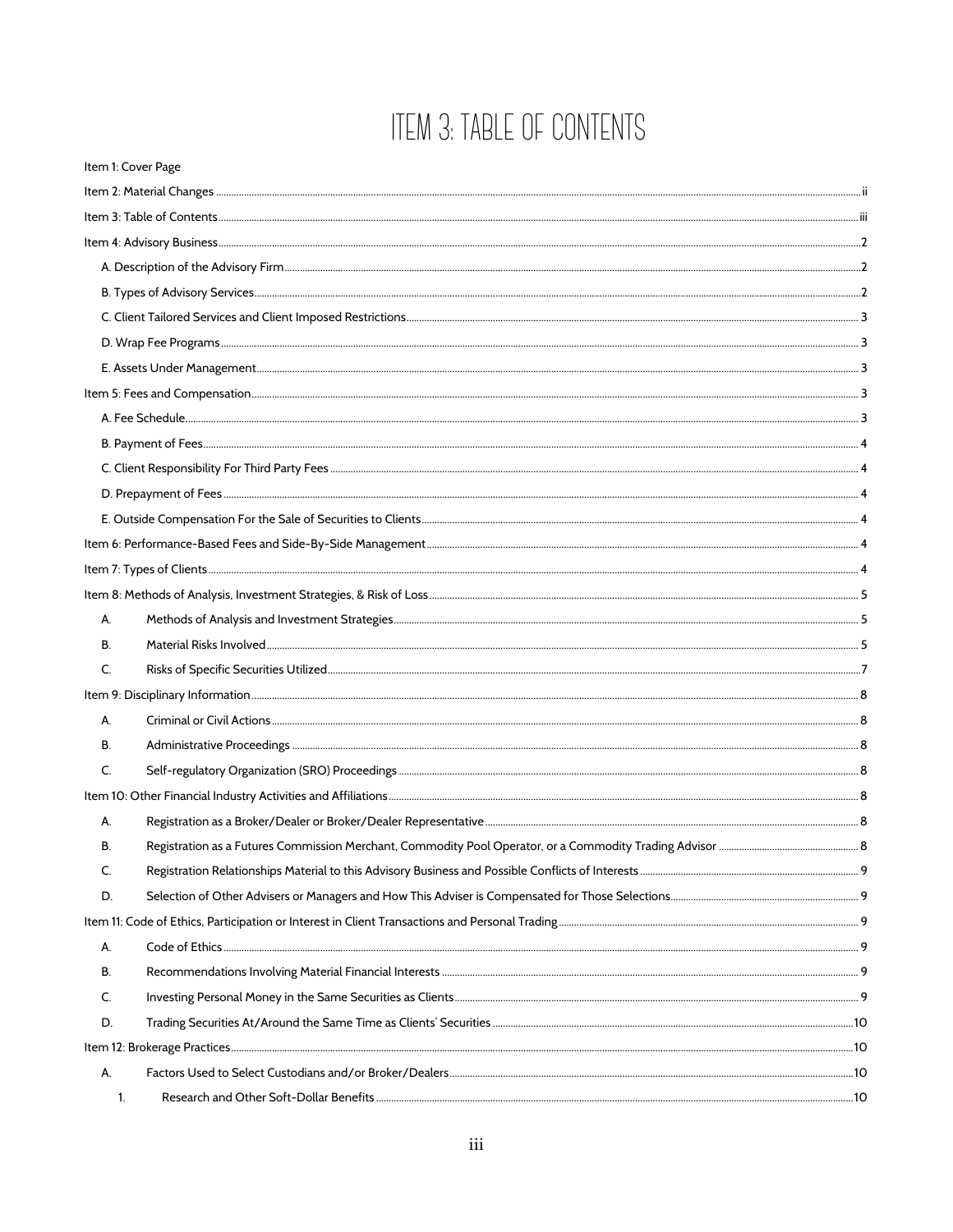# ITEM 3: TABLE OF CONTENTS

Item 1: Cover Page

Item 2: Material Changes ..... ii

Item 3: Table of Contents ..... iii

Item 4: Advisory Business ..... 2

- A. Description of the Advisory Firm ..... 2
- B. Types of Advisory Services ..... 2
- C. Client Tailored Services and Client Imposed Restrictions ..... 3
- D. Wrap Fee Programs ..... 3
- E. Assets Under Management ..... 3

Item 5: Fees and Compensation ..... 3

- A. Fee Schedule ..... 3
- B. Payment of Fees ..... 4
- C. Client Responsibility For Third Party Fees ..... 4
- D. Prepayment of Fees ..... 4
- E. Outside Compensation For the Sale of Securities to Clients ..... 4

Item 6: Performance-Based Fees and Side-By-Side Management ..... 4

Item 7: Types of Clients ..... 4

Item 8: Methods of Analysis, Investment Strategies, & Risk of Loss ..... 5

- A. Methods of Analysis and Investment Strategies ..... 5
- B. Material Risks Involved ..... 5
- C. Risks of Specific Securities Utilized ..... 7

Item 9: Disciplinary Information ..... 8

- A. Criminal or Civil Actions ..... 8
- B. Administrative Proceedings ..... 8
- C. Self-regulatory Organization (SRO) Proceedings ..... 8

Item 10: Other Financial Industry Activities and Affiliations ..... 8

- A. Registration as a Broker/Dealer or Broker/Dealer Representative ..... 8
- B. Registration as a Futures Commission Merchant, Commodity Pool Operator, or a Commodity Trading Advisor ..... 8
- C. Registration Relationships Material to this Advisory Business and Possible Conflicts of Interests ..... 9
- D. Selection of Other Advisers or Managers and How This Adviser is Compensated for Those Selections ..... 9

Item 11: Code of Ethics, Participation or Interest in Client Transactions and Personal Trading ..... 9

- A. Code of Ethics ..... 9
- B. Recommendations Involving Material Financial Interests ..... 9
- C. Investing Personal Money in the Same Securities as Clients ..... 9
- D. Trading Securities At/Around the Same Time as Clients' Securities ..... 10

Item 12: Brokerage Practices ..... 10

- A. Factors Used to Select Custodians and/or Broker/Dealers ..... 10
  - 1. Research and Other Soft-Dollar Benefits ..... 10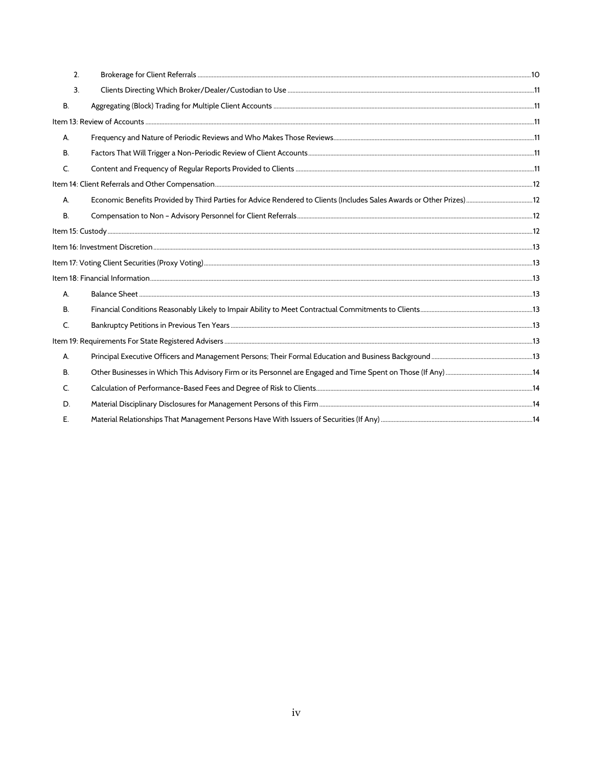2. Brokerage for Client Referrals ..... 10
3. Clients Directing Which Broker/Dealer/Custodian to Use ..... 11

B. Aggregating (Block) Trading for Multiple Client Accounts ..... 11

Item 13: Review of Accounts ..... 11

A. Frequency and Nature of Periodic Reviews and Who Makes Those Reviews ..... 11

B. Factors That Will Trigger a Non-Periodic Review of Client Accounts ..... 11

C. Content and Frequency of Regular Reports Provided to Clients ..... 11

Item 14: Client Referrals and Other Compensation ..... 12

A. Economic Benefits Provided by Third Parties for Advice Rendered to Clients (Includes Sales Awards or Other Prizes) ..... 12

B. Compensation to Non – Advisory Personnel for Client Referrals ..... 12

Item 15: Custody ..... 12

Item 16: Investment Discretion ..... 13

Item 17: Voting Client Securities (Proxy Voting) ..... 13

Item 18: Financial Information ..... 13

A. Balance Sheet ..... 13

B. Financial Conditions Reasonably Likely to Impair Ability to Meet Contractual Commitments to Clients ..... 13

C. Bankruptcy Petitions in Previous Ten Years ..... 13

Item 19: Requirements For State Registered Advisers ..... 13

A. Principal Executive Officers and Management Persons; Their Formal Education and Business Background ..... 13

B. Other Businesses in Which This Advisory Firm or its Personnel are Engaged and Time Spent on Those (If Any) ..... 14

C. Calculation of Performance-Based Fees and Degree of Risk to Clients ..... 14

D. Material Disciplinary Disclosures for Management Persons of this Firm ..... 14

E. Material Relationships That Management Persons Have With Issuers of Securities (If Any) ..... 14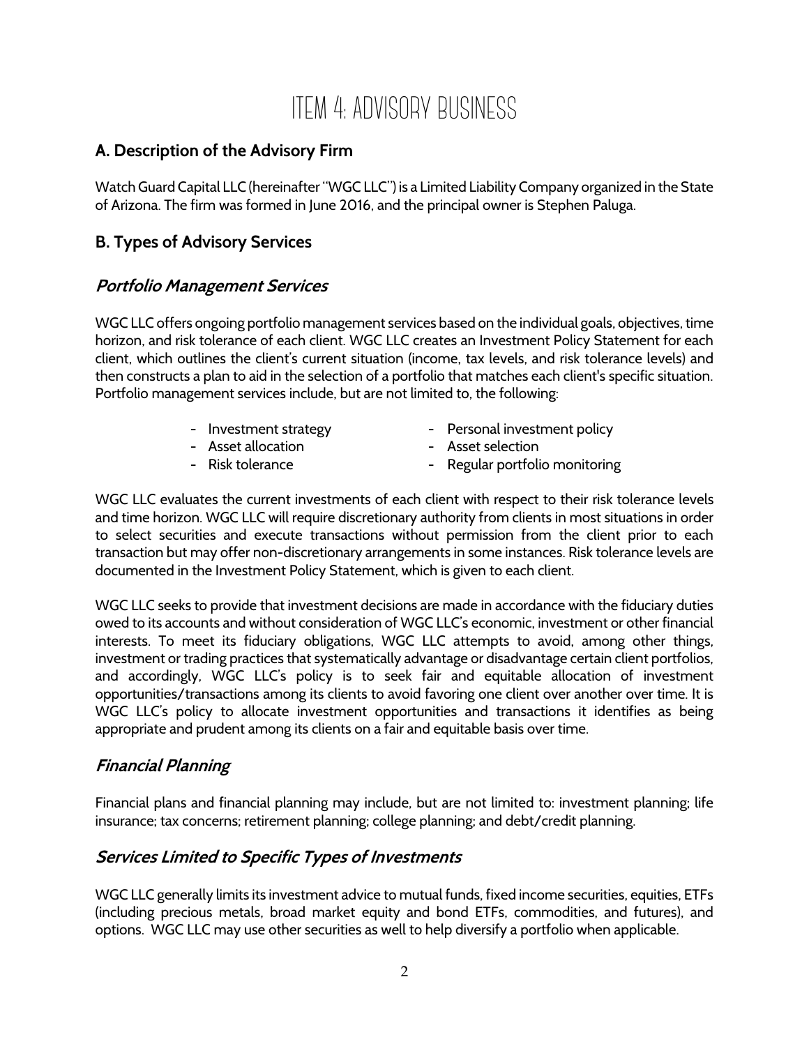# ITEM 4: ADVISORY BUSINESS

## A. Description of the Advisory Firm

Watch Guard Capital LLC (hereinafter "WGC LLC") is a Limited Liability Company organized in the State of Arizona. The firm was formed in June 2016, and the principal owner is Stephen Paluga.

## B. Types of Advisory Services

### *Portfolio Management Services*

WGC LLC offers ongoing portfolio management services based on the individual goals, objectives, time horizon, and risk tolerance of each client. WGC LLC creates an Investment Policy Statement for each client, which outlines the client's current situation (income, tax levels, and risk tolerance levels) and then constructs a plan to aid in the selection of a portfolio that matches each client's specific situation. Portfolio management services include, but are not limited to, the following:

- Investment strategy
- Asset allocation
- Risk tolerance
- Personal investment policy
- Asset selection
- Regular portfolio monitoring

WGC LLC evaluates the current investments of each client with respect to their risk tolerance levels and time horizon. WGC LLC will require discretionary authority from clients in most situations in order to select securities and execute transactions without permission from the client prior to each transaction but may offer non-discretionary arrangements in some instances. Risk tolerance levels are documented in the Investment Policy Statement, which is given to each client.

WGC LLC seeks to provide that investment decisions are made in accordance with the fiduciary duties owed to its accounts and without consideration of WGC LLC's economic, investment or other financial interests. To meet its fiduciary obligations, WGC LLC attempts to avoid, among other things, investment or trading practices that systematically advantage or disadvantage certain client portfolios, and accordingly, WGC LLC's policy is to seek fair and equitable allocation of investment opportunities/transactions among its clients to avoid favoring one client over another over time. It is WGC LLC's policy to allocate investment opportunities and transactions it identifies as being appropriate and prudent among its clients on a fair and equitable basis over time.

### *Financial Planning*

Financial plans and financial planning may include, but are not limited to: investment planning; life insurance; tax concerns; retirement planning; college planning; and debt/credit planning.

### *Services Limited to Specific Types of Investments*

WGC LLC generally limits its investment advice to mutual funds, fixed income securities, equities, ETFs (including precious metals, broad market equity and bond ETFs, commodities, and futures), and options. WGC LLC may use other securities as well to help diversify a portfolio when applicable.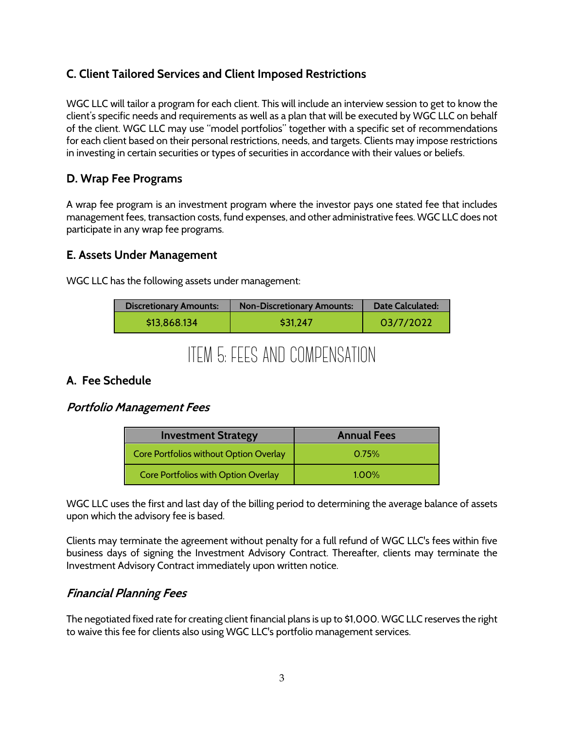## C. Client Tailored Services and Client Imposed Restrictions

WGC LLC will tailor a program for each client. This will include an interview session to get to know the client's specific needs and requirements as well as a plan that will be executed by WGC LLC on behalf of the client. WGC LLC may use "model portfolios" together with a specific set of recommendations for each client based on their personal restrictions, needs, and targets. Clients may impose restrictions in investing in certain securities or types of securities in accordance with their values or beliefs.

## D. Wrap Fee Programs

A wrap fee program is an investment program where the investor pays one stated fee that includes management fees, transaction costs, fund expenses, and other administrative fees. WGC LLC does not participate in any wrap fee programs.

## E. Assets Under Management

WGC LLC has the following assets under management:

| Discretionary Amounts: | Non-Discretionary Amounts: | Date Calculated: |
|---|---|---|
| $13,868,134 | $31,247 | 03/7/2022 |

# ITEM 5: FEES AND COMPENSATION

## A. Fee Schedule

### *Portfolio Management Fees*

| Investment Strategy | Annual Fees |
|---|---|
| Core Portfolios without Option Overlay | 0.75% |
| Core Portfolios with Option Overlay | 1.00% |

WGC LLC uses the first and last day of the billing period to determining the average balance of assets upon which the advisory fee is based.

Clients may terminate the agreement without penalty for a full refund of WGC LLC's fees within five business days of signing the Investment Advisory Contract. Thereafter, clients may terminate the Investment Advisory Contract immediately upon written notice.

### *Financial Planning Fees*

The negotiated fixed rate for creating client financial plans is up to $1,000. WGC LLC reserves the right to waive this fee for clients also using WGC LLC's portfolio management services.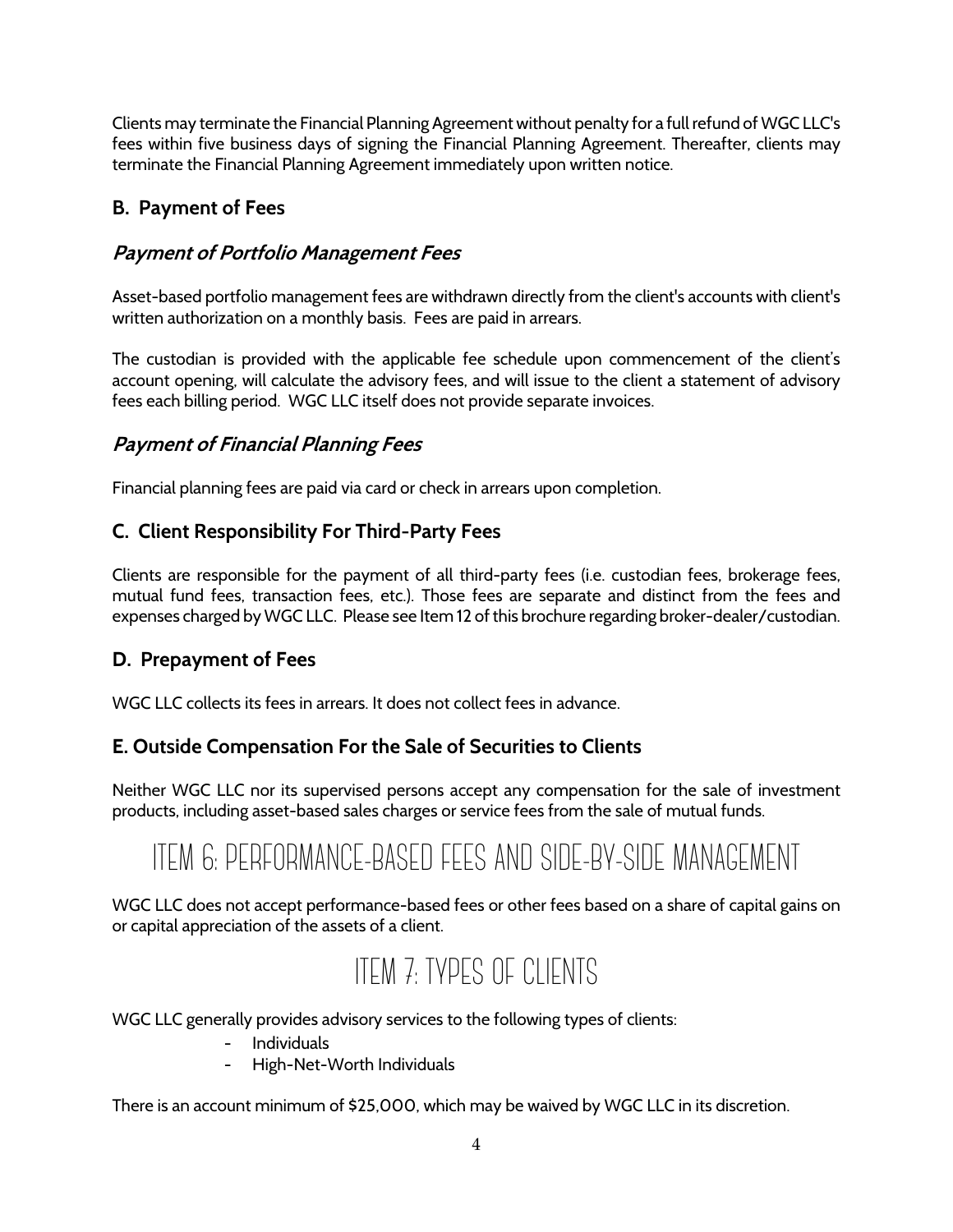Clients may terminate the Financial Planning Agreement without penalty for a full refund of WGC LLC's fees within five business days of signing the Financial Planning Agreement. Thereafter, clients may terminate the Financial Planning Agreement immediately upon written notice.

## B. Payment of Fees

### *Payment of Portfolio Management Fees*

Asset-based portfolio management fees are withdrawn directly from the client's accounts with client's written authorization on a monthly basis. Fees are paid in arrears.

The custodian is provided with the applicable fee schedule upon commencement of the client's account opening, will calculate the advisory fees, and will issue to the client a statement of advisory fees each billing period. WGC LLC itself does not provide separate invoices.

### *Payment of Financial Planning Fees*

Financial planning fees are paid via card or check in arrears upon completion.

## C. Client Responsibility For Third-Party Fees

Clients are responsible for the payment of all third-party fees (i.e. custodian fees, brokerage fees, mutual fund fees, transaction fees, etc.). Those fees are separate and distinct from the fees and expenses charged by WGC LLC. Please see Item 12 of this brochure regarding broker-dealer/custodian.

## D. Prepayment of Fees

WGC LLC collects its fees in arrears. It does not collect fees in advance.

## E. Outside Compensation For the Sale of Securities to Clients

Neither WGC LLC nor its supervised persons accept any compensation for the sale of investment products, including asset-based sales charges or service fees from the sale of mutual funds.

# Item 6: Performance-Based Fees and Side-By-Side Management

WGC LLC does not accept performance-based fees or other fees based on a share of capital gains on or capital appreciation of the assets of a client.

# Item 7: Types of Clients

WGC LLC generally provides advisory services to the following types of clients:

- Individuals
- High-Net-Worth Individuals

There is an account minimum of $25,000, which may be waived by WGC LLC in its discretion.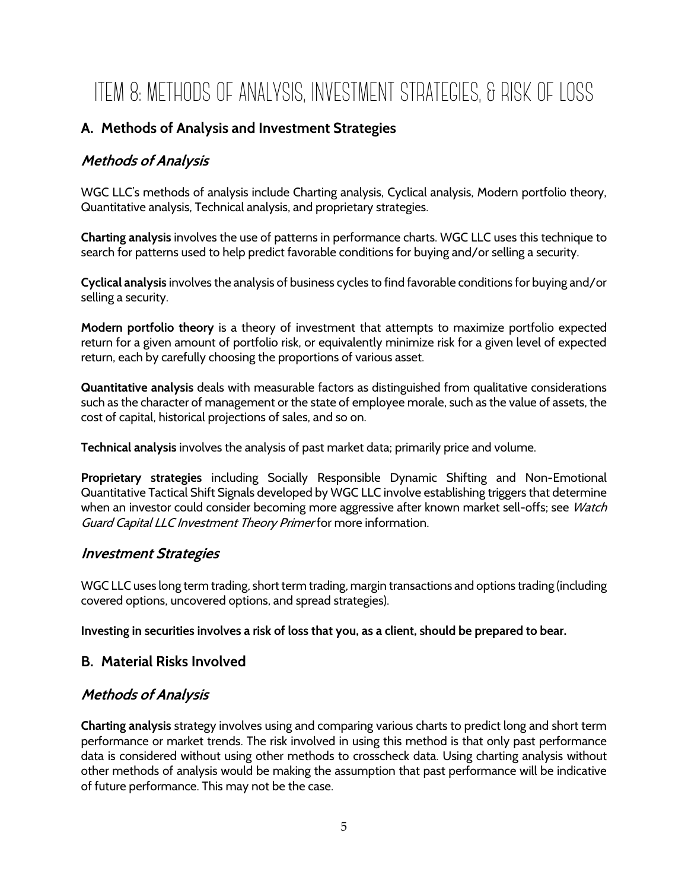# ITEM 8: METHODS OF ANALYSIS, INVESTMENT STRATEGIES, & RISK OF LOSS

## A. Methods of Analysis and Investment Strategies

### *Methods of Analysis*

WGC LLC's methods of analysis include Charting analysis, Cyclical analysis, Modern portfolio theory, Quantitative analysis, Technical analysis, and proprietary strategies.

**Charting analysis** involves the use of patterns in performance charts. WGC LLC uses this technique to search for patterns used to help predict favorable conditions for buying and/or selling a security.

**Cyclical analysis** involves the analysis of business cycles to find favorable conditions for buying and/or selling a security.

**Modern portfolio theory** is a theory of investment that attempts to maximize portfolio expected return for a given amount of portfolio risk, or equivalently minimize risk for a given level of expected return, each by carefully choosing the proportions of various asset.

**Quantitative analysis** deals with measurable factors as distinguished from qualitative considerations such as the character of management or the state of employee morale, such as the value of assets, the cost of capital, historical projections of sales, and so on.

**Technical analysis** involves the analysis of past market data; primarily price and volume.

**Proprietary strategies** including Socially Responsible Dynamic Shifting and Non-Emotional Quantitative Tactical Shift Signals developed by WGC LLC involve establishing triggers that determine when an investor could consider becoming more aggressive after known market sell-offs; see *Watch Guard Capital LLC Investment Theory Primer* for more information.

### *Investment Strategies*

WGC LLC uses long term trading, short term trading, margin transactions and options trading (including covered options, uncovered options, and spread strategies).

**Investing in securities involves a risk of loss that you, as a client, should be prepared to bear.**

## B. Material Risks Involved

### *Methods of Analysis*

**Charting analysis** strategy involves using and comparing various charts to predict long and short term performance or market trends. The risk involved in using this method is that only past performance data is considered without using other methods to crosscheck data. Using charting analysis without other methods of analysis would be making the assumption that past performance will be indicative of future performance. This may not be the case.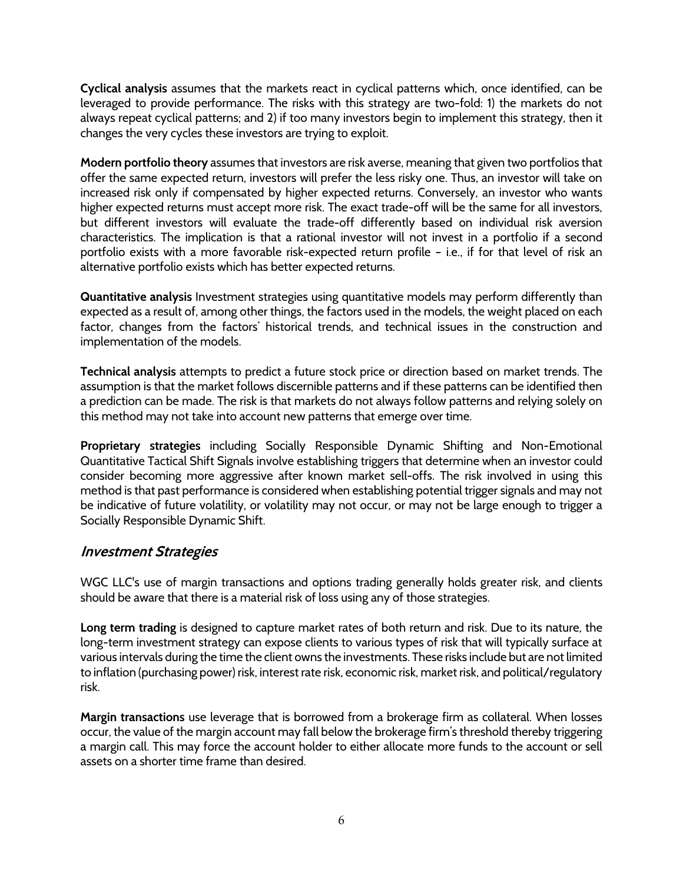**Cyclical analysis** assumes that the markets react in cyclical patterns which, once identified, can be leveraged to provide performance. The risks with this strategy are two-fold: 1) the markets do not always repeat cyclical patterns; and 2) if too many investors begin to implement this strategy, then it changes the very cycles these investors are trying to exploit.

**Modern portfolio theory** assumes that investors are risk averse, meaning that given two portfolios that offer the same expected return, investors will prefer the less risky one. Thus, an investor will take on increased risk only if compensated by higher expected returns. Conversely, an investor who wants higher expected returns must accept more risk. The exact trade-off will be the same for all investors, but different investors will evaluate the trade-off differently based on individual risk aversion characteristics. The implication is that a rational investor will not invest in a portfolio if a second portfolio exists with a more favorable risk-expected return profile – i.e., if for that level of risk an alternative portfolio exists which has better expected returns.

**Quantitative analysis** Investment strategies using quantitative models may perform differently than expected as a result of, among other things, the factors used in the models, the weight placed on each factor, changes from the factors' historical trends, and technical issues in the construction and implementation of the models.

**Technical analysis** attempts to predict a future stock price or direction based on market trends. The assumption is that the market follows discernible patterns and if these patterns can be identified then a prediction can be made. The risk is that markets do not always follow patterns and relying solely on this method may not take into account new patterns that emerge over time.

**Proprietary strategies** including Socially Responsible Dynamic Shifting and Non-Emotional Quantitative Tactical Shift Signals involve establishing triggers that determine when an investor could consider becoming more aggressive after known market sell-offs. The risk involved in using this method is that past performance is considered when establishing potential trigger signals and may not be indicative of future volatility, or volatility may not occur, or may not be large enough to trigger a Socially Responsible Dynamic Shift.

## *Investment Strategies*

WGC LLC's use of margin transactions and options trading generally holds greater risk, and clients should be aware that there is a material risk of loss using any of those strategies.

**Long term trading** is designed to capture market rates of both return and risk. Due to its nature, the long-term investment strategy can expose clients to various types of risk that will typically surface at various intervals during the time the client owns the investments. These risks include but are not limited to inflation (purchasing power) risk, interest rate risk, economic risk, market risk, and political/regulatory risk.

**Margin transactions** use leverage that is borrowed from a brokerage firm as collateral. When losses occur, the value of the margin account may fall below the brokerage firm's threshold thereby triggering a margin call. This may force the account holder to either allocate more funds to the account or sell assets on a shorter time frame than desired.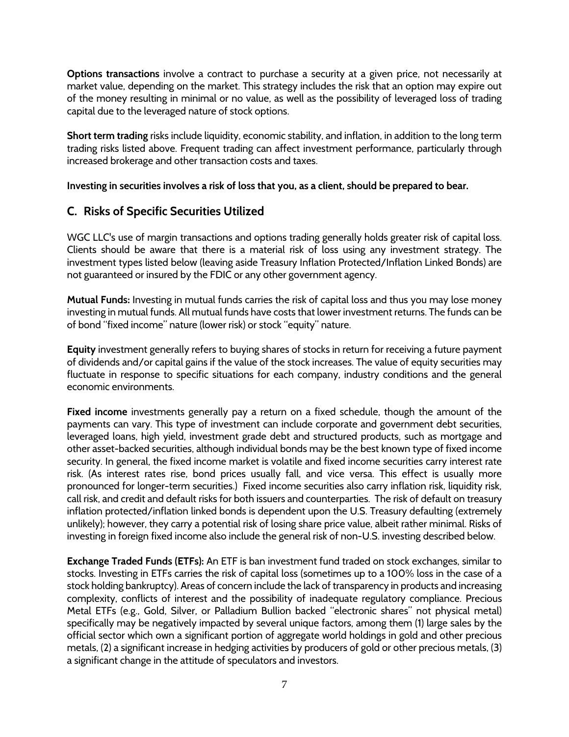**Options transactions** involve a contract to purchase a security at a given price, not necessarily at market value, depending on the market. This strategy includes the risk that an option may expire out of the money resulting in minimal or no value, as well as the possibility of leveraged loss of trading capital due to the leveraged nature of stock options.

**Short term trading** risks include liquidity, economic stability, and inflation, in addition to the long term trading risks listed above. Frequent trading can affect investment performance, particularly through increased brokerage and other transaction costs and taxes.

**Investing in securities involves a risk of loss that you, as a client, should be prepared to bear.**

## C. Risks of Specific Securities Utilized

WGC LLC's use of margin transactions and options trading generally holds greater risk of capital loss. Clients should be aware that there is a material risk of loss using any investment strategy. The investment types listed below (leaving aside Treasury Inflation Protected/Inflation Linked Bonds) are not guaranteed or insured by the FDIC or any other government agency.

**Mutual Funds:** Investing in mutual funds carries the risk of capital loss and thus you may lose money investing in mutual funds. All mutual funds have costs that lower investment returns. The funds can be of bond "fixed income" nature (lower risk) or stock "equity" nature.

**Equity** investment generally refers to buying shares of stocks in return for receiving a future payment of dividends and/or capital gains if the value of the stock increases. The value of equity securities may fluctuate in response to specific situations for each company, industry conditions and the general economic environments.

**Fixed income** investments generally pay a return on a fixed schedule, though the amount of the payments can vary. This type of investment can include corporate and government debt securities, leveraged loans, high yield, investment grade debt and structured products, such as mortgage and other asset-backed securities, although individual bonds may be the best known type of fixed income security. In general, the fixed income market is volatile and fixed income securities carry interest rate risk. (As interest rates rise, bond prices usually fall, and vice versa. This effect is usually more pronounced for longer-term securities.) Fixed income securities also carry inflation risk, liquidity risk, call risk, and credit and default risks for both issuers and counterparties. The risk of default on treasury inflation protected/inflation linked bonds is dependent upon the U.S. Treasury defaulting (extremely unlikely); however, they carry a potential risk of losing share price value, albeit rather minimal. Risks of investing in foreign fixed income also include the general risk of non-U.S. investing described below.

**Exchange Traded Funds (ETFs):** An ETF is ban investment fund traded on stock exchanges, similar to stocks. Investing in ETFs carries the risk of capital loss (sometimes up to a 100% loss in the case of a stock holding bankruptcy). Areas of concern include the lack of transparency in products and increasing complexity, conflicts of interest and the possibility of inadequate regulatory compliance. Precious Metal ETFs (e.g., Gold, Silver, or Palladium Bullion backed "electronic shares" not physical metal) specifically may be negatively impacted by several unique factors, among them (1) large sales by the official sector which own a significant portion of aggregate world holdings in gold and other precious metals, (2) a significant increase in hedging activities by producers of gold or other precious metals, (3) a significant change in the attitude of speculators and investors.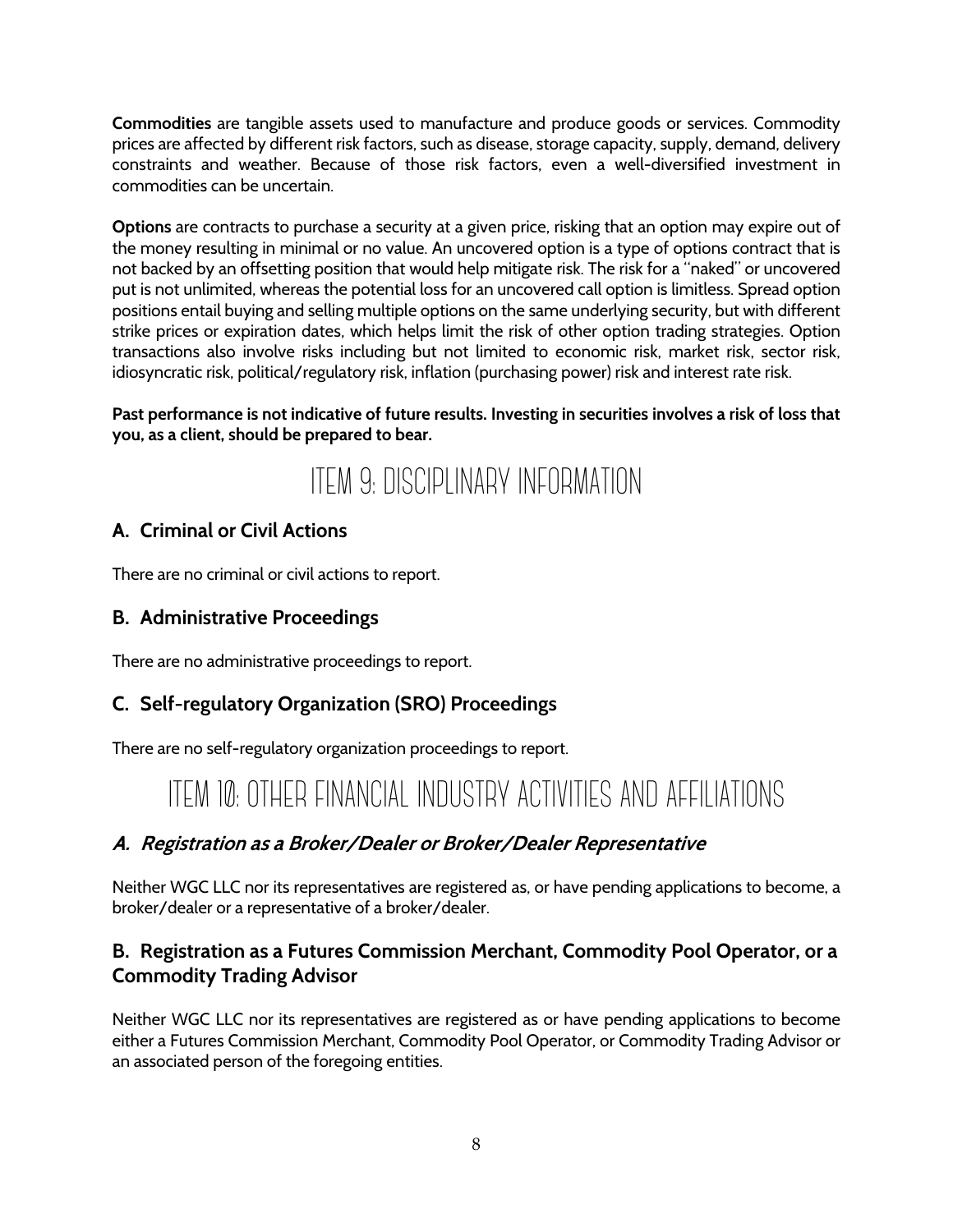**Commodities** are tangible assets used to manufacture and produce goods or services. Commodity prices are affected by different risk factors, such as disease, storage capacity, supply, demand, delivery constraints and weather. Because of those risk factors, even a well-diversified investment in commodities can be uncertain.

**Options** are contracts to purchase a security at a given price, risking that an option may expire out of the money resulting in minimal or no value. An uncovered option is a type of options contract that is not backed by an offsetting position that would help mitigate risk. The risk for a "naked" or uncovered put is not unlimited, whereas the potential loss for an uncovered call option is limitless. Spread option positions entail buying and selling multiple options on the same underlying security, but with different strike prices or expiration dates, which helps limit the risk of other option trading strategies. Option transactions also involve risks including but not limited to economic risk, market risk, sector risk, idiosyncratic risk, political/regulatory risk, inflation (purchasing power) risk and interest rate risk.

**Past performance is not indicative of future results. Investing in securities involves a risk of loss that you, as a client, should be prepared to bear.**

# Item 9: Disciplinary Information

## A. Criminal or Civil Actions

There are no criminal or civil actions to report.

## B. Administrative Proceedings

There are no administrative proceedings to report.

## C. Self-regulatory Organization (SRO) Proceedings

There are no self-regulatory organization proceedings to report.

# Item 10: Other Financial Industry Activities and Affiliations

## *A. Registration as a Broker/Dealer or Broker/Dealer Representative*

Neither WGC LLC nor its representatives are registered as, or have pending applications to become, a broker/dealer or a representative of a broker/dealer.

## B. Registration as a Futures Commission Merchant, Commodity Pool Operator, or a Commodity Trading Advisor

Neither WGC LLC nor its representatives are registered as or have pending applications to become either a Futures Commission Merchant, Commodity Pool Operator, or Commodity Trading Advisor or an associated person of the foregoing entities.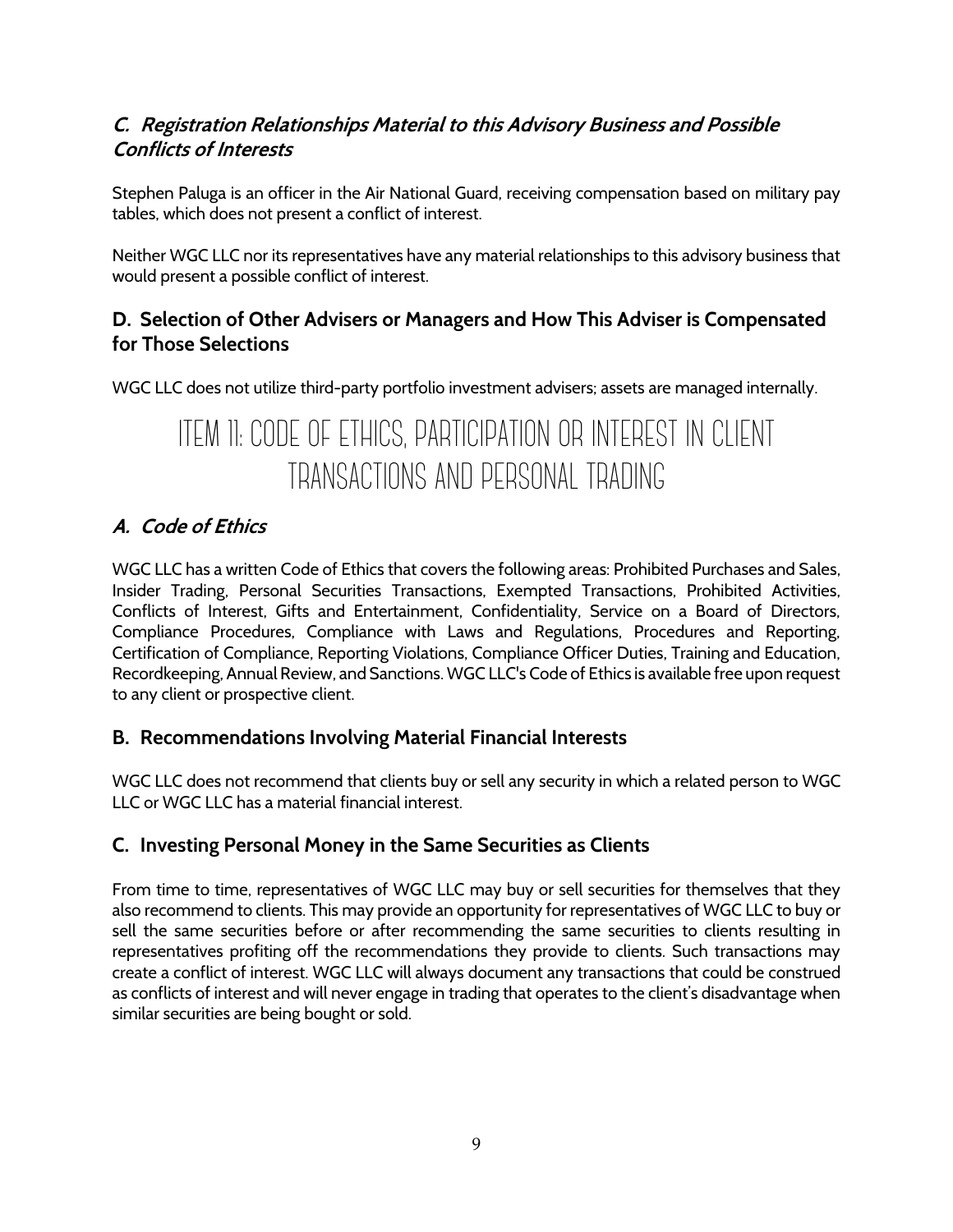### *C. Registration Relationships Material to this Advisory Business and Possible Conflicts of Interests*

Stephen Paluga is an officer in the Air National Guard, receiving compensation based on military pay tables, which does not present a conflict of interest.

Neither WGC LLC nor its representatives have any material relationships to this advisory business that would present a possible conflict of interest.

### D. Selection of Other Advisers or Managers and How This Adviser is Compensated for Those Selections

WGC LLC does not utilize third-party portfolio investment advisers; assets are managed internally.

## ITEM 11: CODE OF ETHICS, PARTICIPATION OR INTEREST IN CLIENT TRANSACTIONS AND PERSONAL TRADING

### *A. Code of Ethics*

WGC LLC has a written Code of Ethics that covers the following areas: Prohibited Purchases and Sales, Insider Trading, Personal Securities Transactions, Exempted Transactions, Prohibited Activities, Conflicts of Interest, Gifts and Entertainment, Confidentiality, Service on a Board of Directors, Compliance Procedures, Compliance with Laws and Regulations, Procedures and Reporting, Certification of Compliance, Reporting Violations, Compliance Officer Duties, Training and Education, Recordkeeping, Annual Review, and Sanctions. WGC LLC's Code of Ethics is available free upon request to any client or prospective client.

### B. Recommendations Involving Material Financial Interests

WGC LLC does not recommend that clients buy or sell any security in which a related person to WGC LLC or WGC LLC has a material financial interest.

### C. Investing Personal Money in the Same Securities as Clients

From time to time, representatives of WGC LLC may buy or sell securities for themselves that they also recommend to clients. This may provide an opportunity for representatives of WGC LLC to buy or sell the same securities before or after recommending the same securities to clients resulting in representatives profiting off the recommendations they provide to clients. Such transactions may create a conflict of interest. WGC LLC will always document any transactions that could be construed as conflicts of interest and will never engage in trading that operates to the client's disadvantage when similar securities are being bought or sold.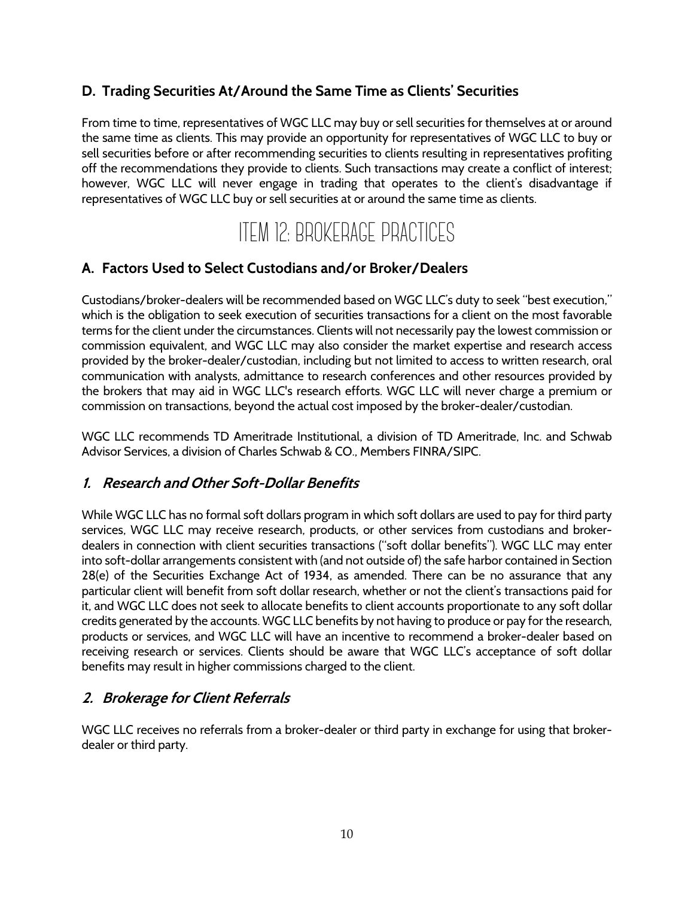## D. Trading Securities At/Around the Same Time as Clients' Securities

From time to time, representatives of WGC LLC may buy or sell securities for themselves at or around the same time as clients. This may provide an opportunity for representatives of WGC LLC to buy or sell securities before or after recommending securities to clients resulting in representatives profiting off the recommendations they provide to clients. Such transactions may create a conflict of interest; however, WGC LLC will never engage in trading that operates to the client's disadvantage if representatives of WGC LLC buy or sell securities at or around the same time as clients.

# ITEM 12: BROKERAGE PRACTICES

## A. Factors Used to Select Custodians and/or Broker/Dealers

Custodians/broker-dealers will be recommended based on WGC LLC's duty to seek "best execution," which is the obligation to seek execution of securities transactions for a client on the most favorable terms for the client under the circumstances. Clients will not necessarily pay the lowest commission or commission equivalent, and WGC LLC may also consider the market expertise and research access provided by the broker-dealer/custodian, including but not limited to access to written research, oral communication with analysts, admittance to research conferences and other resources provided by the brokers that may aid in WGC LLC's research efforts. WGC LLC will never charge a premium or commission on transactions, beyond the actual cost imposed by the broker-dealer/custodian.

WGC LLC recommends TD Ameritrade Institutional, a division of TD Ameritrade, Inc. and Schwab Advisor Services, a division of Charles Schwab & CO., Members FINRA/SIPC.

### *1. Research and Other Soft-Dollar Benefits*

While WGC LLC has no formal soft dollars program in which soft dollars are used to pay for third party services, WGC LLC may receive research, products, or other services from custodians and broker-dealers in connection with client securities transactions ("soft dollar benefits"). WGC LLC may enter into soft-dollar arrangements consistent with (and not outside of) the safe harbor contained in Section 28(e) of the Securities Exchange Act of 1934, as amended. There can be no assurance that any particular client will benefit from soft dollar research, whether or not the client's transactions paid for it, and WGC LLC does not seek to allocate benefits to client accounts proportionate to any soft dollar credits generated by the accounts. WGC LLC benefits by not having to produce or pay for the research, products or services, and WGC LLC will have an incentive to recommend a broker-dealer based on receiving research or services. Clients should be aware that WGC LLC's acceptance of soft dollar benefits may result in higher commissions charged to the client.

### *2. Brokerage for Client Referrals*

WGC LLC receives no referrals from a broker-dealer or third party in exchange for using that broker-dealer or third party.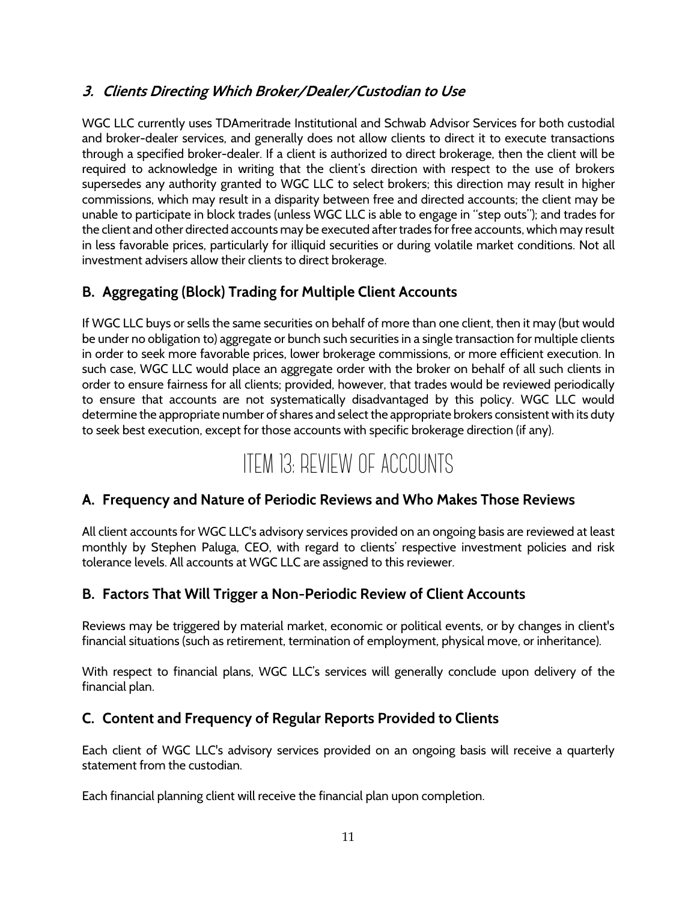### *3. Clients Directing Which Broker/Dealer/Custodian to Use*

WGC LLC currently uses TDAmeritrade Institutional and Schwab Advisor Services for both custodial and broker-dealer services, and generally does not allow clients to direct it to execute transactions through a specified broker-dealer. If a client is authorized to direct brokerage, then the client will be required to acknowledge in writing that the client's direction with respect to the use of brokers supersedes any authority granted to WGC LLC to select brokers; this direction may result in higher commissions, which may result in a disparity between free and directed accounts; the client may be unable to participate in block trades (unless WGC LLC is able to engage in "step outs"); and trades for the client and other directed accounts may be executed after trades for free accounts, which may result in less favorable prices, particularly for illiquid securities or during volatile market conditions. Not all investment advisers allow their clients to direct brokerage.

## B. Aggregating (Block) Trading for Multiple Client Accounts

If WGC LLC buys or sells the same securities on behalf of more than one client, then it may (but would be under no obligation to) aggregate or bunch such securities in a single transaction for multiple clients in order to seek more favorable prices, lower brokerage commissions, or more efficient execution. In such case, WGC LLC would place an aggregate order with the broker on behalf of all such clients in order to ensure fairness for all clients; provided, however, that trades would be reviewed periodically to ensure that accounts are not systematically disadvantaged by this policy. WGC LLC would determine the appropriate number of shares and select the appropriate brokers consistent with its duty to seek best execution, except for those accounts with specific brokerage direction (if any).

# ITEM 13: REVIEW OF ACCOUNTS

## A. Frequency and Nature of Periodic Reviews and Who Makes Those Reviews

All client accounts for WGC LLC's advisory services provided on an ongoing basis are reviewed at least monthly by Stephen Paluga, CEO, with regard to clients' respective investment policies and risk tolerance levels. All accounts at WGC LLC are assigned to this reviewer.

## B. Factors That Will Trigger a Non-Periodic Review of Client Accounts

Reviews may be triggered by material market, economic or political events, or by changes in client's financial situations (such as retirement, termination of employment, physical move, or inheritance).

With respect to financial plans, WGC LLC's services will generally conclude upon delivery of the financial plan.

## C. Content and Frequency of Regular Reports Provided to Clients

Each client of WGC LLC's advisory services provided on an ongoing basis will receive a quarterly statement from the custodian.

Each financial planning client will receive the financial plan upon completion.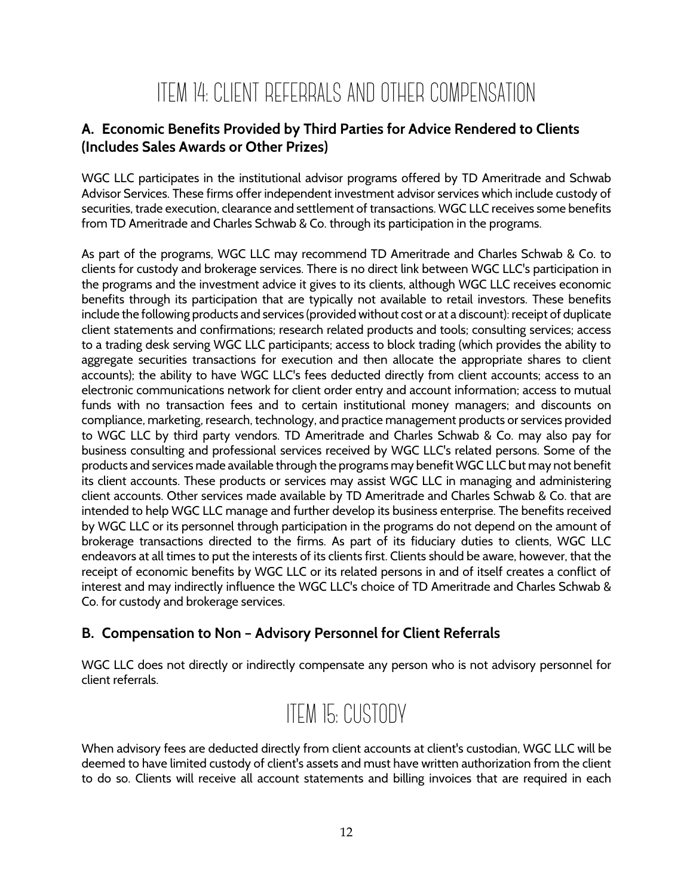# ITEM 14: CLIENT REFERRALS AND OTHER COMPENSATION

## A. Economic Benefits Provided by Third Parties for Advice Rendered to Clients (Includes Sales Awards or Other Prizes)

WGC LLC participates in the institutional advisor programs offered by TD Ameritrade and Schwab Advisor Services. These firms offer independent investment advisor services which include custody of securities, trade execution, clearance and settlement of transactions. WGC LLC receives some benefits from TD Ameritrade and Charles Schwab & Co. through its participation in the programs.

As part of the programs, WGC LLC may recommend TD Ameritrade and Charles Schwab & Co. to clients for custody and brokerage services. There is no direct link between WGC LLC's participation in the programs and the investment advice it gives to its clients, although WGC LLC receives economic benefits through its participation that are typically not available to retail investors. These benefits include the following products and services (provided without cost or at a discount): receipt of duplicate client statements and confirmations; research related products and tools; consulting services; access to a trading desk serving WGC LLC participants; access to block trading (which provides the ability to aggregate securities transactions for execution and then allocate the appropriate shares to client accounts); the ability to have WGC LLC's fees deducted directly from client accounts; access to an electronic communications network for client order entry and account information; access to mutual funds with no transaction fees and to certain institutional money managers; and discounts on compliance, marketing, research, technology, and practice management products or services provided to WGC LLC by third party vendors. TD Ameritrade and Charles Schwab & Co. may also pay for business consulting and professional services received by WGC LLC's related persons. Some of the products and services made available through the programs may benefit WGC LLC but may not benefit its client accounts. These products or services may assist WGC LLC in managing and administering client accounts. Other services made available by TD Ameritrade and Charles Schwab & Co. that are intended to help WGC LLC manage and further develop its business enterprise. The benefits received by WGC LLC or its personnel through participation in the programs do not depend on the amount of brokerage transactions directed to the firms. As part of its fiduciary duties to clients, WGC LLC endeavors at all times to put the interests of its clients first. Clients should be aware, however, that the receipt of economic benefits by WGC LLC or its related persons in and of itself creates a conflict of interest and may indirectly influence the WGC LLC's choice of TD Ameritrade and Charles Schwab & Co. for custody and brokerage services.

## B. Compensation to Non – Advisory Personnel for Client Referrals

WGC LLC does not directly or indirectly compensate any person who is not advisory personnel for client referrals.

# ITEM 15: CUSTODY

When advisory fees are deducted directly from client accounts at client's custodian, WGC LLC will be deemed to have limited custody of client's assets and must have written authorization from the client to do so. Clients will receive all account statements and billing invoices that are required in each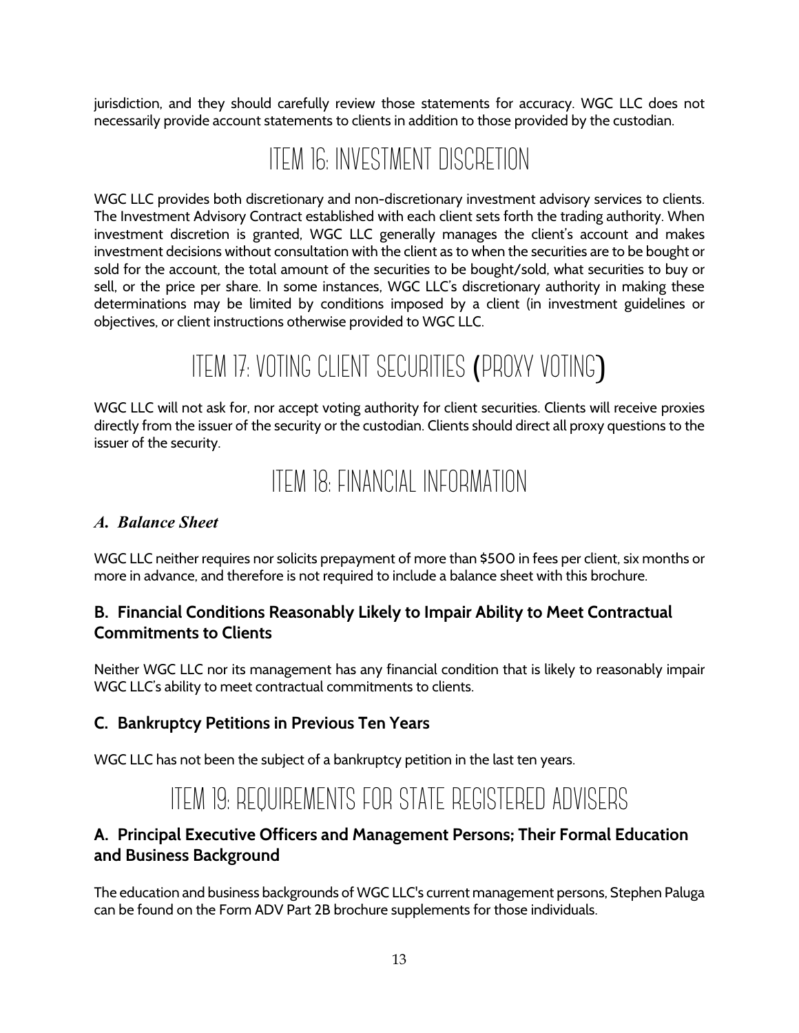jurisdiction, and they should carefully review those statements for accuracy. WGC LLC does not necessarily provide account statements to clients in addition to those provided by the custodian.

# ITEM 16: INVESTMENT DISCRETION

WGC LLC provides both discretionary and non-discretionary investment advisory services to clients. The Investment Advisory Contract established with each client sets forth the trading authority. When investment discretion is granted, WGC LLC generally manages the client's account and makes investment decisions without consultation with the client as to when the securities are to be bought or sold for the account, the total amount of the securities to be bought/sold, what securities to buy or sell, or the price per share. In some instances, WGC LLC's discretionary authority in making these determinations may be limited by conditions imposed by a client (in investment guidelines or objectives, or client instructions otherwise provided to WGC LLC.

# ITEM 17: VOTING CLIENT SECURITIES (PROXY VOTING)

WGC LLC will not ask for, nor accept voting authority for client securities. Clients will receive proxies directly from the issuer of the security or the custodian. Clients should direct all proxy questions to the issuer of the security.

# ITEM 18: FINANCIAL INFORMATION

### *A. Balance Sheet*

WGC LLC neither requires nor solicits prepayment of more than $500 in fees per client, six months or more in advance, and therefore is not required to include a balance sheet with this brochure.

### B. Financial Conditions Reasonably Likely to Impair Ability to Meet Contractual Commitments to Clients

Neither WGC LLC nor its management has any financial condition that is likely to reasonably impair WGC LLC's ability to meet contractual commitments to clients.

### C. Bankruptcy Petitions in Previous Ten Years

WGC LLC has not been the subject of a bankruptcy petition in the last ten years.

# ITEM 19: REQUIREMENTS FOR STATE REGISTERED ADVISERS

### A. Principal Executive Officers and Management Persons; Their Formal Education and Business Background

The education and business backgrounds of WGC LLC's current management persons, Stephen Paluga can be found on the Form ADV Part 2B brochure supplements for those individuals.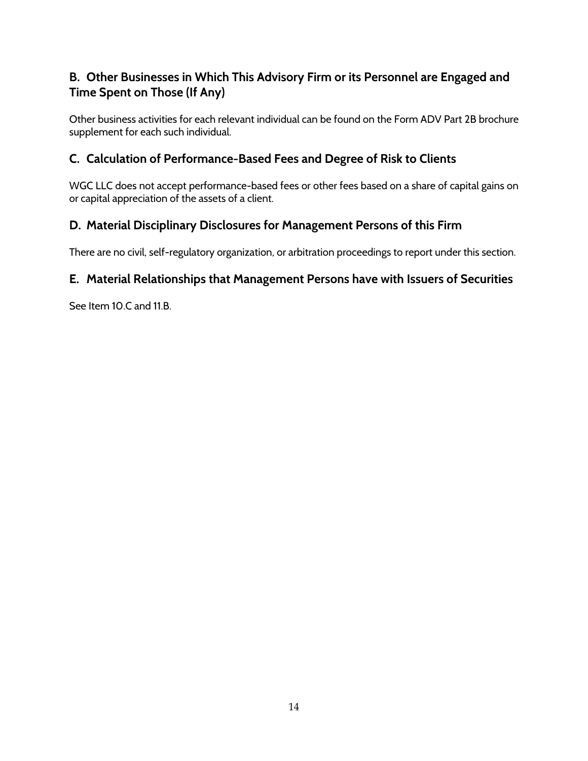## B. Other Businesses in Which This Advisory Firm or its Personnel are Engaged and Time Spent on Those (If Any)

Other business activities for each relevant individual can be found on the Form ADV Part 2B brochure supplement for each such individual.

## C. Calculation of Performance-Based Fees and Degree of Risk to Clients

WGC LLC does not accept performance-based fees or other fees based on a share of capital gains on or capital appreciation of the assets of a client.

## D. Material Disciplinary Disclosures for Management Persons of this Firm

There are no civil, self-regulatory organization, or arbitration proceedings to report under this section.

## E. Material Relationships that Management Persons have with Issuers of Securities

See Item 10.C and 11.B.